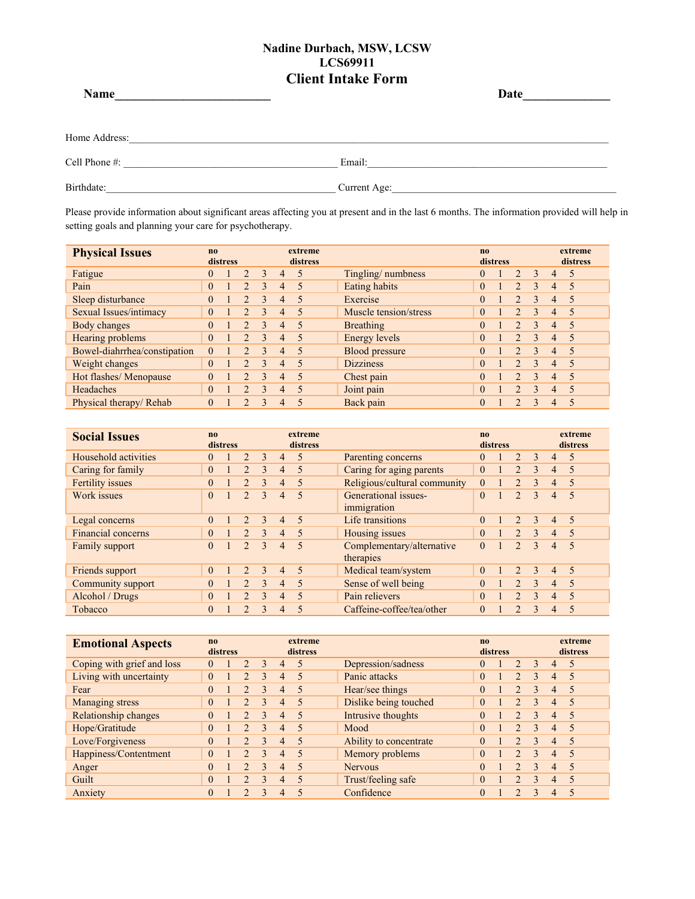# Nadine Durbach, MSW, LCSW
## LCS69911
## Client Intake Form

**Name**_________________________ **Date**______________

Home Address:_______________________________________________________________

Cell Phone #: ________________________________________ Email:____________________________________________

Birthdate:___________________________________________ Current Age:_________________________________________

Please provide information about significant areas affecting you at present and in the last 6 months. The information provided will help in setting goals and planning your care for psychotherapy.

| Physical Issues | no distress | | | | | extreme distress | | no distress | | | | | extreme distress |
|---|---|---|---|---|---|---|---|---|---|---|---|---|---|
| Fatigue | 0 | 1 | 2 | 3 | 4 | 5 | Tingling/ numbness | 0 | 1 | 2 | 3 | 4 | 5 |
| Pain | 0 | 1 | 2 | 3 | 4 | 5 | Eating habits | 0 | 1 | 2 | 3 | 4 | 5 |
| Sleep disturbance | 0 | 1 | 2 | 3 | 4 | 5 | Exercise | 0 | 1 | 2 | 3 | 4 | 5 |
| Sexual Issues/intimacy | 0 | 1 | 2 | 3 | 4 | 5 | Muscle tension/stress | 0 | 1 | 2 | 3 | 4 | 5 |
| Body changes | 0 | 1 | 2 | 3 | 4 | 5 | Breathing | 0 | 1 | 2 | 3 | 4 | 5 |
| Hearing problems | 0 | 1 | 2 | 3 | 4 | 5 | Energy levels | 0 | 1 | 2 | 3 | 4 | 5 |
| Bowel-diahrrhea/constipation | 0 | 1 | 2 | 3 | 4 | 5 | Blood pressure | 0 | 1 | 2 | 3 | 4 | 5 |
| Weight changes | 0 | 1 | 2 | 3 | 4 | 5 | Dizziness | 0 | 1 | 2 | 3 | 4 | 5 |
| Hot flashes/ Menopause | 0 | 1 | 2 | 3 | 4 | 5 | Chest pain | 0 | 1 | 2 | 3 | 4 | 5 |
| Headaches | 0 | 1 | 2 | 3 | 4 | 5 | Joint pain | 0 | 1 | 2 | 3 | 4 | 5 |
| Physical therapy/ Rehab | 0 | 1 | 2 | 3 | 4 | 5 | Back pain | 0 | 1 | 2 | 3 | 4 | 5 |

| Social Issues | no distress | | | | | extreme distress | | no distress | | | | | extreme distress |
|---|---|---|---|---|---|---|---|---|---|---|---|---|---|
| Household activities | 0 | 1 | 2 | 3 | 4 | 5 | Parenting concerns | 0 | 1 | 2 | 3 | 4 | 5 |
| Caring for family | 0 | 1 | 2 | 3 | 4 | 5 | Caring for aging parents | 0 | 1 | 2 | 3 | 4 | 5 |
| Fertility issues | 0 | 1 | 2 | 3 | 4 | 5 | Religious/cultural community | 0 | 1 | 2 | 3 | 4 | 5 |
| Work issues | 0 | 1 | 2 | 3 | 4 | 5 | Generational issues-immigration | 0 | 1 | 2 | 3 | 4 | 5 |
| Legal concerns | 0 | 1 | 2 | 3 | 4 | 5 | Life transitions | 0 | 1 | 2 | 3 | 4 | 5 |
| Financial concerns | 0 | 1 | 2 | 3 | 4 | 5 | Housing issues | 0 | 1 | 2 | 3 | 4 | 5 |
| Family support | 0 | 1 | 2 | 3 | 4 | 5 | Complementary/alternative therapies | 0 | 1 | 2 | 3 | 4 | 5 |
| Friends support | 0 | 1 | 2 | 3 | 4 | 5 | Medical team/system | 0 | 1 | 2 | 3 | 4 | 5 |
| Community support | 0 | 1 | 2 | 3 | 4 | 5 | Sense of well being | 0 | 1 | 2 | 3 | 4 | 5 |
| Alcohol / Drugs | 0 | 1 | 2 | 3 | 4 | 5 | Pain relievers | 0 | 1 | 2 | 3 | 4 | 5 |
| Tobacco | 0 | 1 | 2 | 3 | 4 | 5 | Caffeine-coffee/tea/other | 0 | 1 | 2 | 3 | 4 | 5 |

| Emotional Aspects | no distress | | | | | extreme distress | | no distress | | | | | extreme distress |
|---|---|---|---|---|---|---|---|---|---|---|---|---|---|
| Coping with grief and loss | 0 | 1 | 2 | 3 | 4 | 5 | Depression/sadness | 0 | 1 | 2 | 3 | 4 | 5 |
| Living with uncertainty | 0 | 1 | 2 | 3 | 4 | 5 | Panic attacks | 0 | 1 | 2 | 3 | 4 | 5 |
| Fear | 0 | 1 | 2 | 3 | 4 | 5 | Hear/see things | 0 | 1 | 2 | 3 | 4 | 5 |
| Managing stress | 0 | 1 | 2 | 3 | 4 | 5 | Dislike being touched | 0 | 1 | 2 | 3 | 4 | 5 |
| Relationship changes | 0 | 1 | 2 | 3 | 4 | 5 | Intrusive thoughts | 0 | 1 | 2 | 3 | 4 | 5 |
| Hope/Gratitude | 0 | 1 | 2 | 3 | 4 | 5 | Mood | 0 | 1 | 2 | 3 | 4 | 5 |
| Love/Forgiveness | 0 | 1 | 2 | 3 | 4 | 5 | Ability to concentrate | 0 | 1 | 2 | 3 | 4 | 5 |
| Happiness/Contentment | 0 | 1 | 2 | 3 | 4 | 5 | Memory problems | 0 | 1 | 2 | 3 | 4 | 5 |
| Anger | 0 | 1 | 2 | 3 | 4 | 5 | Nervous | 0 | 1 | 2 | 3 | 4 | 5 |
| Guilt | 0 | 1 | 2 | 3 | 4 | 5 | Trust/feeling safe | 0 | 1 | 2 | 3 | 4 | 5 |
| Anxiety | 0 | 1 | 2 | 3 | 4 | 5 | Confidence | 0 | 1 | 2 | 3 | 4 | 5 |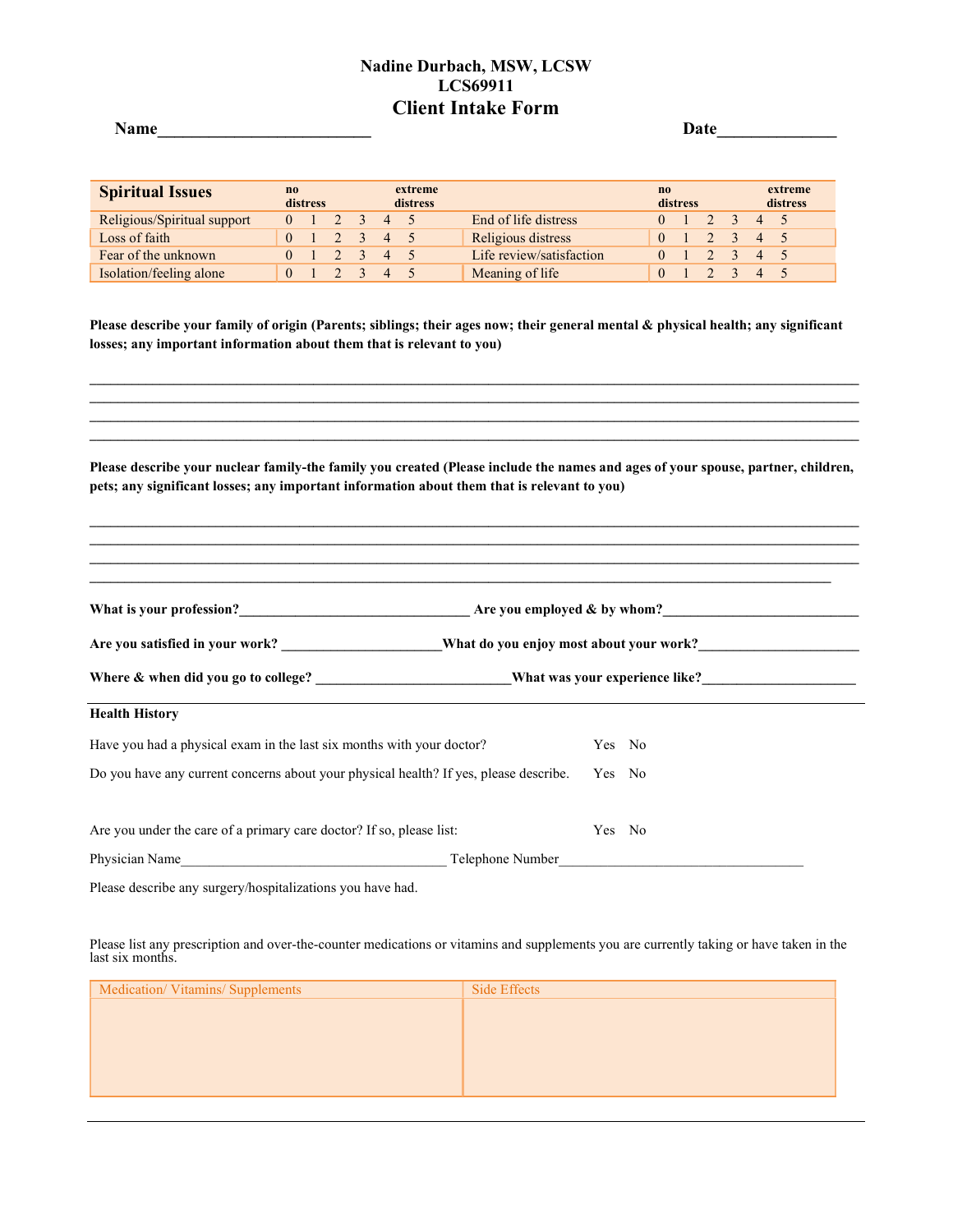**Nadine Durbach, MSW, LCSW**
**LCS69911**

# Client Intake Form

**Name**________________________ **Date**_____________

| **Spiritual Issues** | no distress | | | | | extreme distress | | no distress | | | | | extreme distress |
|---|---|---|---|---|---|---|---|---|---|---|---|---|---|
| Religious/Spiritual support | 0 | 1 | 2 | 3 | 4 | 5 | End of life distress | 0 | 1 | 2 | 3 | 4 | 5 |
| Loss of faith | 0 | 1 | 2 | 3 | 4 | 5 | Religious distress | 0 | 1 | 2 | 3 | 4 | 5 |
| Fear of the unknown | 0 | 1 | 2 | 3 | 4 | 5 | Life review/satisfaction | 0 | 1 | 2 | 3 | 4 | 5 |
| Isolation/feeling alone | 0 | 1 | 2 | 3 | 4 | 5 | Meaning of life | 0 | 1 | 2 | 3 | 4 | 5 |

**Please describe your family of origin (Parents; siblings; their ages now; their general mental & physical health; any significant losses; any important information about them that is relevant to you)**

______________________________________________________________________________________
______________________________________________________________________________________
______________________________________________________________________________________
______________________________________________________________________________________

**Please describe your nuclear family-the family you created (Please include the names and ages of your spouse, partner, children, pets; any significant losses; any important information about them that is relevant to you)**

______________________________________________________________________________________
______________________________________________________________________________________
______________________________________________________________________________________
______________________________________________________________________________________

**What is your profession?**______________________________ **Are you employed & by whom?**_________________________

**Are you satisfied in your work?** _____________________**What do you enjoy most about your work?**_____________________

**Where & when did you go to college?** _________________________**What was your experience like?**____________________

---

**Health History**

Have you had a physical exam in the last six months with your doctor? Yes No

Do you have any current concerns about your physical health? If yes, please describe. Yes No

Are you under the care of a primary care doctor? If so, please list: Yes No

Physician Name____________________________________ Telephone Number________________________________

Please describe any surgery/hospitalizations you have had.

Please list any prescription and over-the-counter medications or vitamins and supplements you are currently taking or have taken in the last six months.

| Medication/ Vitamins/ Supplements | Side Effects |
|---|---|
| | |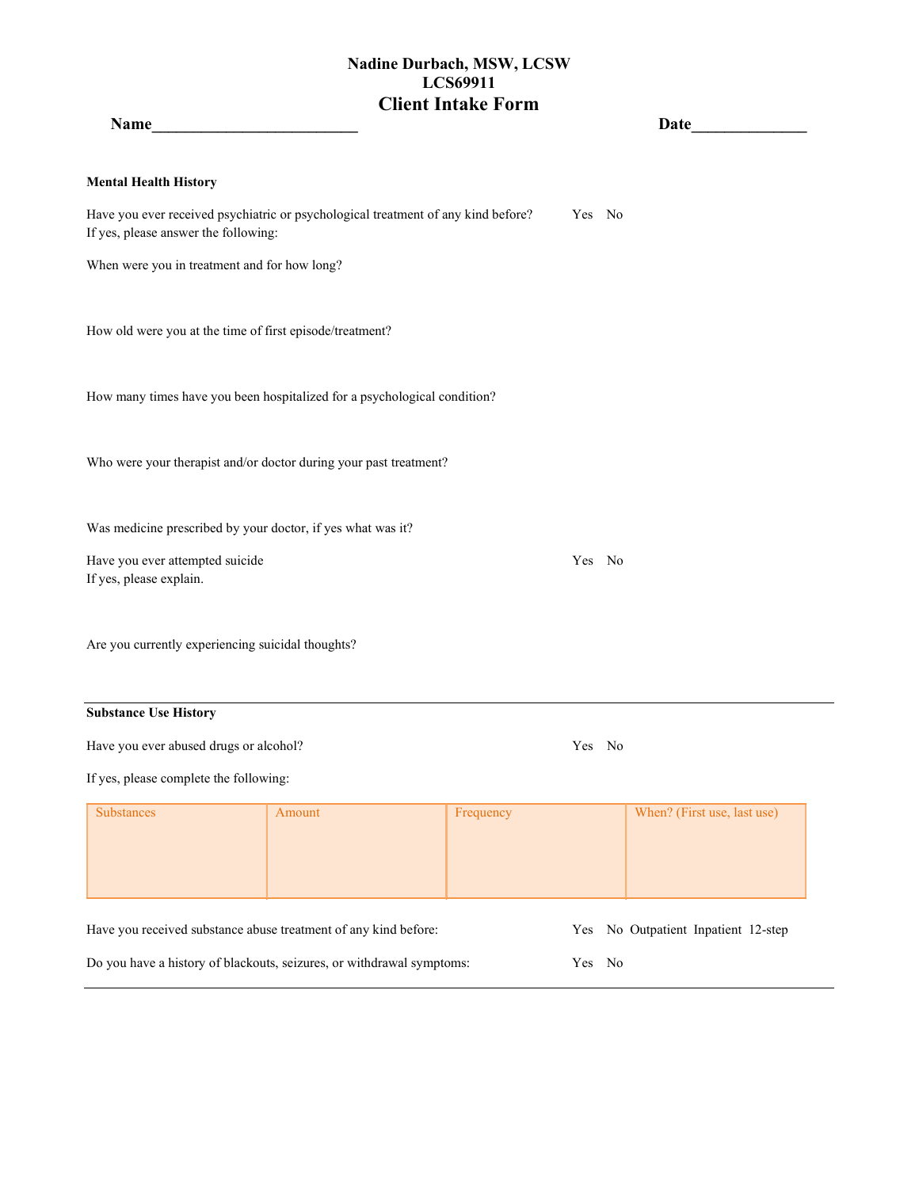**Nadine Durbach, MSW, LCSW**
**LCS69911**

# Client Intake Form

**Name**_________________________ **Date**______________

**Mental Health History**

Have you ever received psychiatric or psychological treatment of any kind before? Yes No
If yes, please answer the following:

When were you in treatment and for how long?

How old were you at the time of first episode/treatment?

How many times have you been hospitalized for a psychological condition?

Who were your therapist and/or doctor during your past treatment?

Was medicine prescribed by your doctor, if yes what was it?

Have you ever attempted suicide Yes No
If yes, please explain.

Are you currently experiencing suicidal thoughts?

---

**Substance Use History**

Have you ever abused drugs or alcohol? Yes No

If yes, please complete the following:

| Substances | Amount | Frequency | When? (First use, last use) |
|---|---|---|---|
| | | | |

Have you received substance abuse treatment of any kind before: Yes No Outpatient Inpatient 12-step

Do you have a history of blackouts, seizures, or withdrawal symptoms: Yes No

---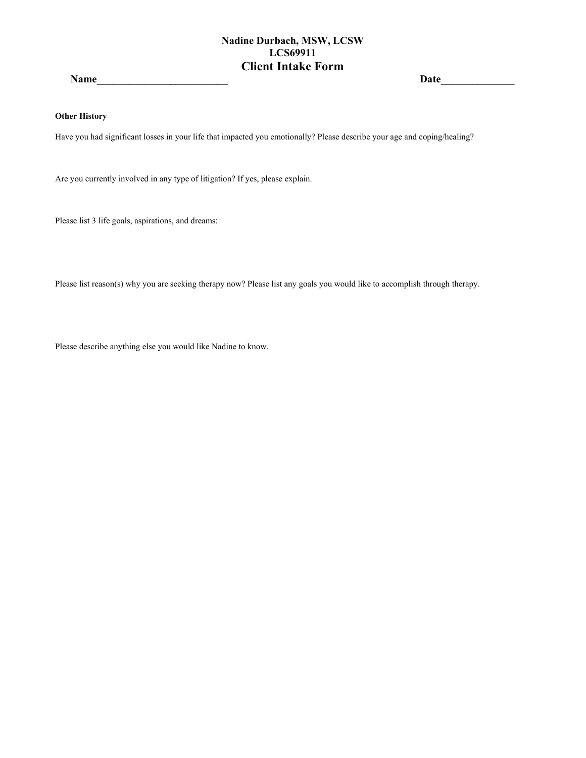**Nadine Durbach, MSW, LCSW**
**LCS69911**

# Client Intake Form

**Name_________________________** **Date______________**

**Other History**

Have you had significant losses in your life that impacted you emotionally? Please describe your age and coping/healing?

Are you currently involved in any type of litigation? If yes, please explain.

Please list 3 life goals, aspirations, and dreams:

Please list reason(s) why you are seeking therapy now? Please list any goals you would like to accomplish through therapy.

Please describe anything else you would like Nadine to know.